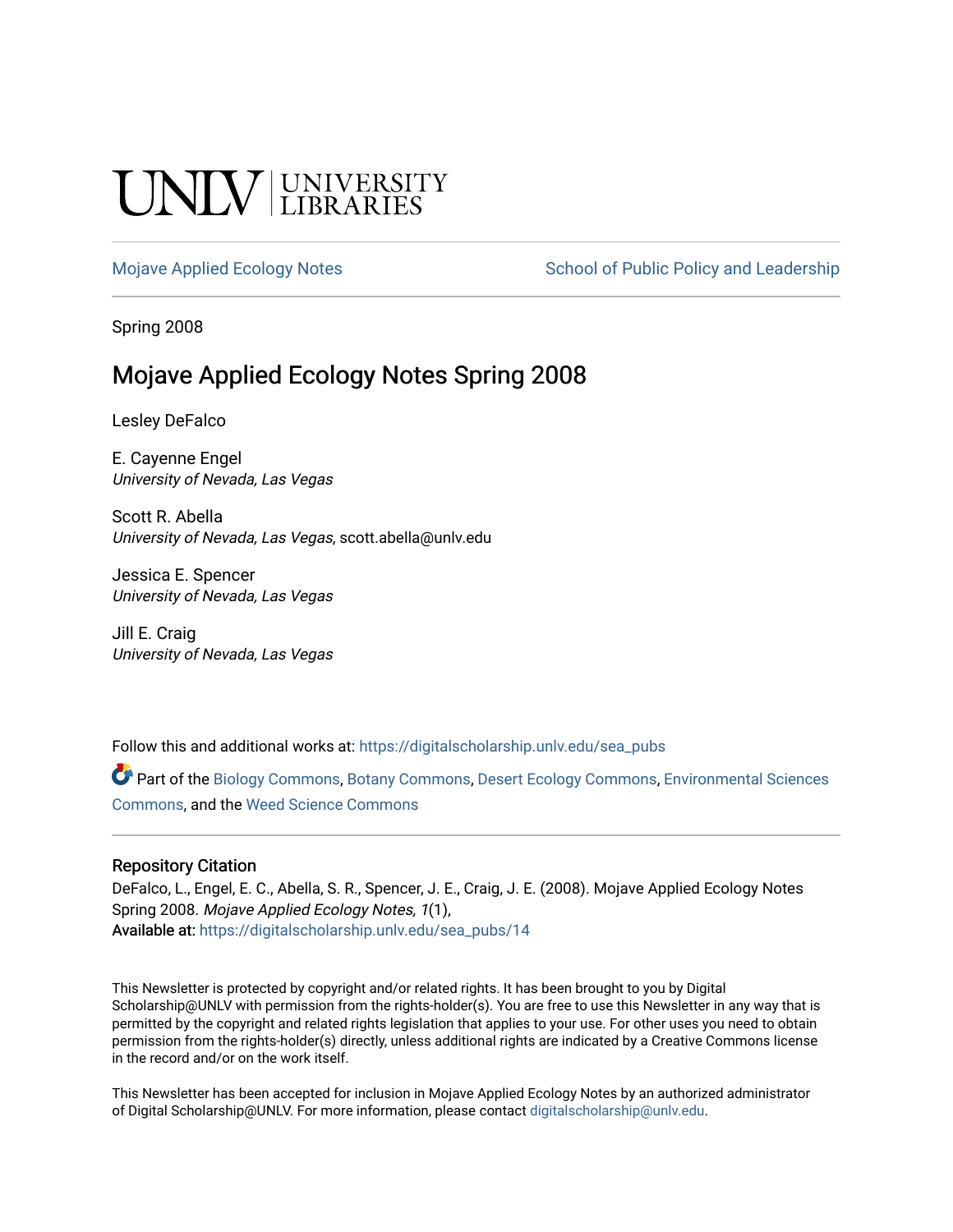UNLV | UNIVERSITY LIBRARIES

Mojave Applied Ecology Notes | School of Public Policy and Leadership

Spring 2008

# Mojave Applied Ecology Notes Spring 2008

Lesley DeFalco

E. Cayenne Engel
*University of Nevada, Las Vegas*

Scott R. Abella
*University of Nevada, Las Vegas*, scott.abella@unlv.edu

Jessica E. Spencer
*University of Nevada, Las Vegas*

Jill E. Craig
*University of Nevada, Las Vegas*

Follow this and additional works at: https://digitalscholarship.unlv.edu/sea_pubs

Part of the Biology Commons, Botany Commons, Desert Ecology Commons, Environmental Sciences Commons, and the Weed Science Commons

## Repository Citation

DeFalco, L., Engel, E. C., Abella, S. R., Spencer, J. E., Craig, J. E. (2008). Mojave Applied Ecology Notes Spring 2008. *Mojave Applied Ecology Notes, 1*(1),
Available at: https://digitalscholarship.unlv.edu/sea_pubs/14

This Newsletter is protected by copyright and/or related rights. It has been brought to you by Digital Scholarship@UNLV with permission from the rights-holder(s). You are free to use this Newsletter in any way that is permitted by the copyright and related rights legislation that applies to your use. For other uses you need to obtain permission from the rights-holder(s) directly, unless additional rights are indicated by a Creative Commons license in the record and/or on the work itself.

This Newsletter has been accepted for inclusion in Mojave Applied Ecology Notes by an authorized administrator of Digital Scholarship@UNLV. For more information, please contact digitalscholarship@unlv.edu.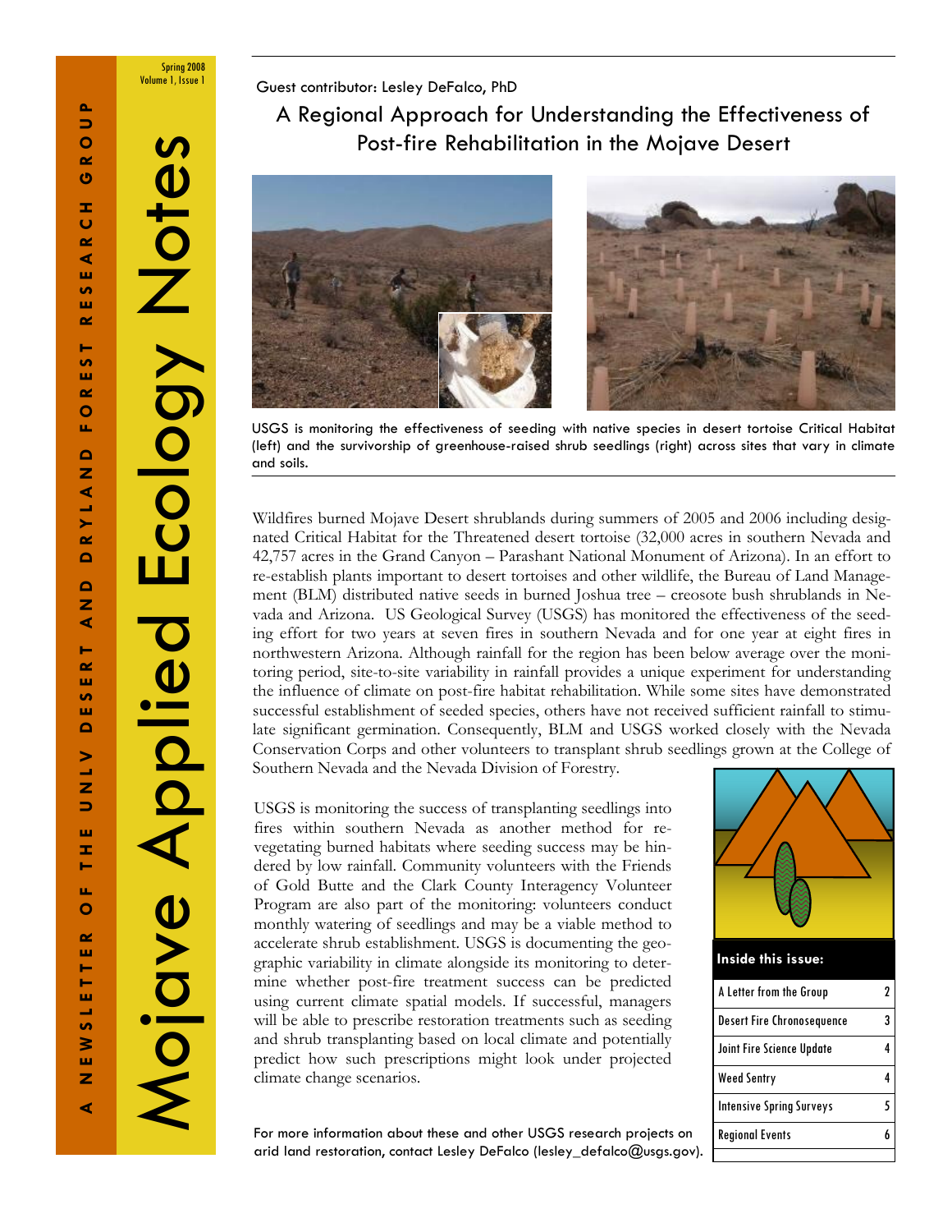A NEWSLETTER OF THE UNLV DESERT AND DRYLAND FOREST RESEARCH GROUP

# Mojave Applied Ecology Notes

Spring 2008
Volume 1, Issue 1

Guest contributor: Lesley DeFalco, PhD

## A Regional Approach for Understanding the Effectiveness of Post-fire Rehabilitation in the Mojave Desert

USGS is monitoring the effectiveness of seeding with native species in desert tortoise Critical Habitat (left) and the survivorship of greenhouse-raised shrub seedlings (right) across sites that vary in climate and soils.

Wildfires burned Mojave Desert shrublands during summers of 2005 and 2006 including designated Critical Habitat for the Threatened desert tortoise (32,000 acres in southern Nevada and 42,757 acres in the Grand Canyon – Parashant National Monument of Arizona). In an effort to re-establish plants important to desert tortoises and other wildlife, the Bureau of Land Management (BLM) distributed native seeds in burned Joshua tree – creosote bush shrublands in Nevada and Arizona. US Geological Survey (USGS) has monitored the effectiveness of the seeding effort for two years at seven fires in southern Nevada and for one year at eight fires in northwestern Arizona. Although rainfall for the region has been below average over the monitoring period, site-to-site variability in rainfall provides a unique experiment for understanding the influence of climate on post-fire habitat rehabilitation. While some sites have demonstrated successful establishment of seeded species, others have not received sufficient rainfall to stimulate significant germination. Consequently, BLM and USGS worked closely with the Nevada Conservation Corps and other volunteers to transplant shrub seedlings grown at the College of Southern Nevada and the Nevada Division of Forestry.

USGS is monitoring the success of transplanting seedlings into fires within southern Nevada as another method for re-vegetating burned habitats where seeding success may be hindered by low rainfall. Community volunteers with the Friends of Gold Butte and the Clark County Interagency Volunteer Program are also part of the monitoring: volunteers conduct monthly watering of seedlings and may be a viable method to accelerate shrub establishment. USGS is documenting the geographic variability in climate alongside its monitoring to determine whether post-fire treatment success can be predicted using current climate spatial models. If successful, managers will be able to prescribe restoration treatments such as seeding and shrub transplanting based on local climate and potentially predict how such prescriptions might look under projected climate change scenarios.

For more information about these and other USGS research projects on arid land restoration, contact Lesley DeFalco (lesley_defalco@usgs.gov).

| Inside this issue: | |
| --- | --- |
| A Letter from the Group | 2 |
| Desert Fire Chronosequence | 3 |
| Joint Fire Science Update | 4 |
| Weed Sentry | 4 |
| Intensive Spring Surveys | 5 |
| Regional Events | 6 |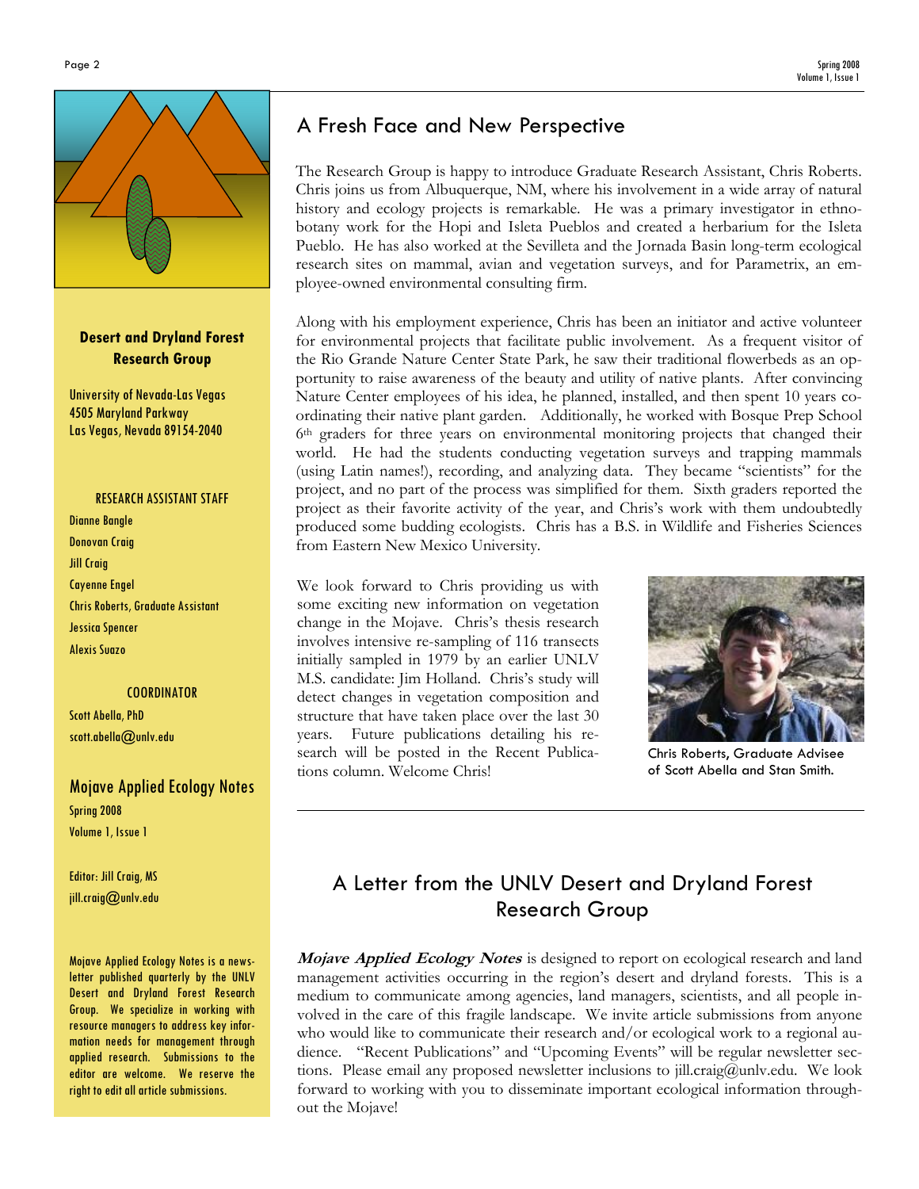**Desert and Dryland Forest Research Group**

University of Nevada-Las Vegas
4505 Maryland Parkway
Las Vegas, Nevada 89154-2040

RESEARCH ASSISTANT STAFF

Dianne Bangle
Donovan Craig
Jill Craig
Cayenne Engel
Chris Roberts, Graduate Assistant
Jessica Spencer
Alexis Suazo

COORDINATOR

Scott Abella, PhD
scott.abella@unlv.edu

## Mojave Applied Ecology Notes

Spring 2008
Volume 1, Issue 1

Editor: Jill Craig, MS
jill.craig@unlv.edu

Mojave Applied Ecology Notes is a newsletter published quarterly by the UNLV Desert and Dryland Forest Research Group. We specialize in working with resource managers to address key information needs for management through applied research. Submissions to the editor are welcome. We reserve the right to edit all article submissions.

## A Fresh Face and New Perspective

The Research Group is happy to introduce Graduate Research Assistant, Chris Roberts. Chris joins us from Albuquerque, NM, where his involvement in a wide array of natural history and ecology projects is remarkable. He was a primary investigator in ethnobotany work for the Hopi and Isleta Pueblos and created a herbarium for the Isleta Pueblo. He has also worked at the Sevilleta and the Jornada Basin long-term ecological research sites on mammal, avian and vegetation surveys, and for Parametrix, an employee-owned environmental consulting firm.

Along with his employment experience, Chris has been an initiator and active volunteer for environmental projects that facilitate public involvement. As a frequent visitor of the Rio Grande Nature Center State Park, he saw their traditional flowerbeds as an opportunity to raise awareness of the beauty and utility of native plants. After convincing Nature Center employees of his idea, he planned, installed, and then spent 10 years coordinating their native plant garden. Additionally, he worked with Bosque Prep School 6th graders for three years on environmental monitoring projects that changed their world. He had the students conducting vegetation surveys and trapping mammals (using Latin names!), recording, and analyzing data. They became "scientists" for the project, and no part of the process was simplified for them. Sixth graders reported the project as their favorite activity of the year, and Chris's work with them undoubtedly produced some budding ecologists. Chris has a B.S. in Wildlife and Fisheries Sciences from Eastern New Mexico University.

We look forward to Chris providing us with some exciting new information on vegetation change in the Mojave. Chris's thesis research involves intensive re-sampling of 116 transects initially sampled in 1979 by an earlier UNLV M.S. candidate: Jim Holland. Chris's study will detect changes in vegetation composition and structure that have taken place over the last 30 years. Future publications detailing his research will be posted in the Recent Publications column. Welcome Chris!

Chris Roberts, Graduate Advisee of Scott Abella and Stan Smith.

## A Letter from the UNLV Desert and Dryland Forest Research Group

***Mojave Applied Ecology Notes*** is designed to report on ecological research and land management activities occurring in the region's desert and dryland forests. This is a medium to communicate among agencies, land managers, scientists, and all people involved in the care of this fragile landscape. We invite article submissions from anyone who would like to communicate their research and/or ecological work to a regional audience. "Recent Publications" and "Upcoming Events" will be regular newsletter sections. Please email any proposed newsletter inclusions to jill.craig@unlv.edu. We look forward to working with you to disseminate important ecological information throughout the Mojave!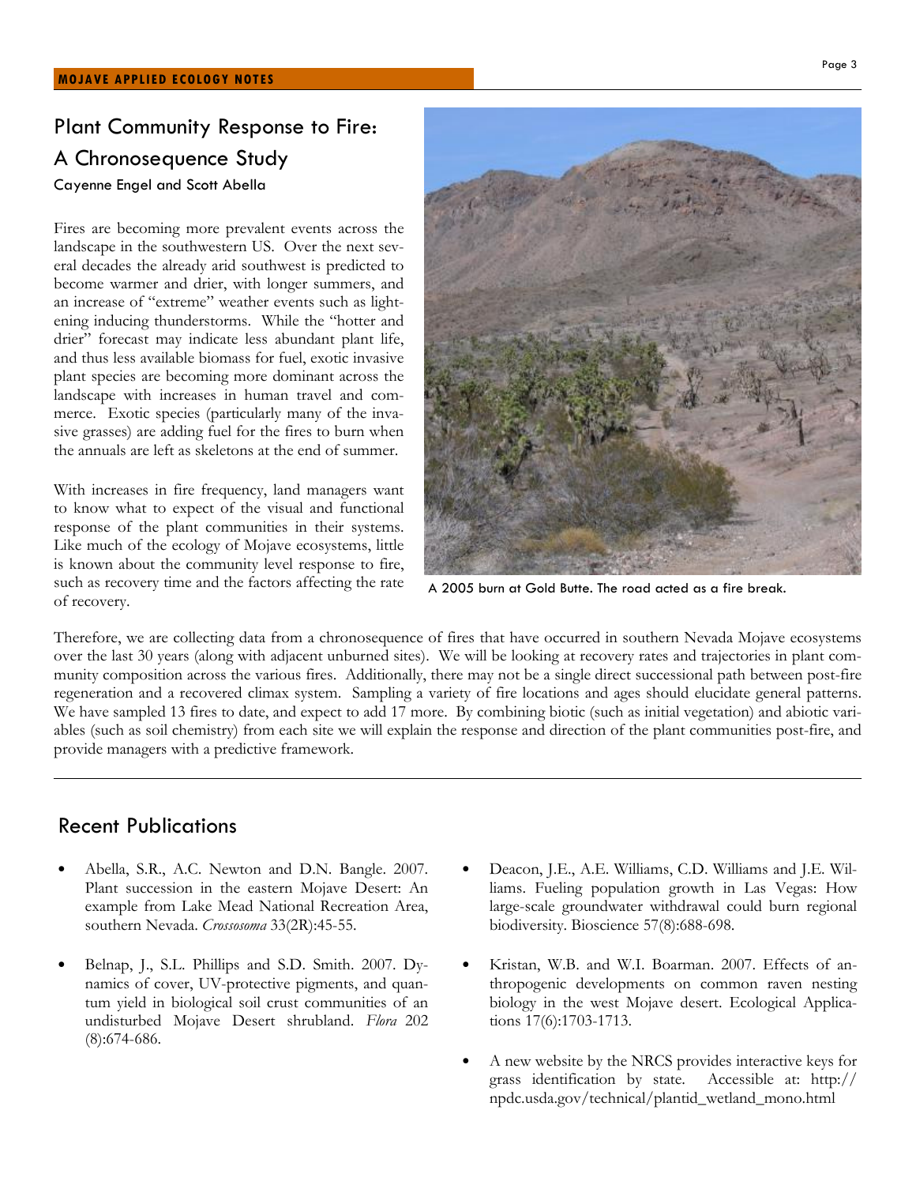## Plant Community Response to Fire: A Chronosequence Study

Cayenne Engel and Scott Abella

Fires are becoming more prevalent events across the landscape in the southwestern US. Over the next several decades the already arid southwest is predicted to become warmer and drier, with longer summers, and an increase of "extreme" weather events such as lightening inducing thunderstorms. While the "hotter and drier" forecast may indicate less abundant plant life, and thus less available biomass for fuel, exotic invasive plant species are becoming more dominant across the landscape with increases in human travel and commerce. Exotic species (particularly many of the invasive grasses) are adding fuel for the fires to burn when the annuals are left as skeletons at the end of summer.

With increases in fire frequency, land managers want to know what to expect of the visual and functional response of the plant communities in their systems. Like much of the ecology of Mojave ecosystems, little is known about the community level response to fire, such as recovery time and the factors affecting the rate of recovery.

A 2005 burn at Gold Butte. The road acted as a fire break.

Therefore, we are collecting data from a chronosequence of fires that have occurred in southern Nevada Mojave ecosystems over the last 30 years (along with adjacent unburned sites). We will be looking at recovery rates and trajectories in plant community composition across the various fires. Additionally, there may not be a single direct successional path between post-fire regeneration and a recovered climax system. Sampling a variety of fire locations and ages should elucidate general patterns. We have sampled 13 fires to date, and expect to add 17 more. By combining biotic (such as initial vegetation) and abiotic variables (such as soil chemistry) from each site we will explain the response and direction of the plant communities post-fire, and provide managers with a predictive framework.

## Recent Publications

- Abella, S.R., A.C. Newton and D.N. Bangle. 2007. Plant succession in the eastern Mojave Desert: An example from Lake Mead National Recreation Area, southern Nevada. *Crossosoma* 33(2R):45-55.
- Belnap, J., S.L. Phillips and S.D. Smith. 2007. Dynamics of cover, UV-protective pigments, and quantum yield in biological soil crust communities of an undisturbed Mojave Desert shrubland. *Flora* 202 (8):674-686.
- Deacon, J.E., A.E. Williams, C.D. Williams and J.E. Williams. Fueling population growth in Las Vegas: How large-scale groundwater withdrawal could burn regional biodiversity. Bioscience 57(8):688-698.
- Kristan, W.B. and W.I. Boarman. 2007. Effects of anthropogenic developments on common raven nesting biology in the west Mojave desert. Ecological Applications 17(6):1703-1713.
- A new website by the NRCS provides interactive keys for grass identification by state. Accessible at: http://npdc.usda.gov/technical/plantid_wetland_mono.html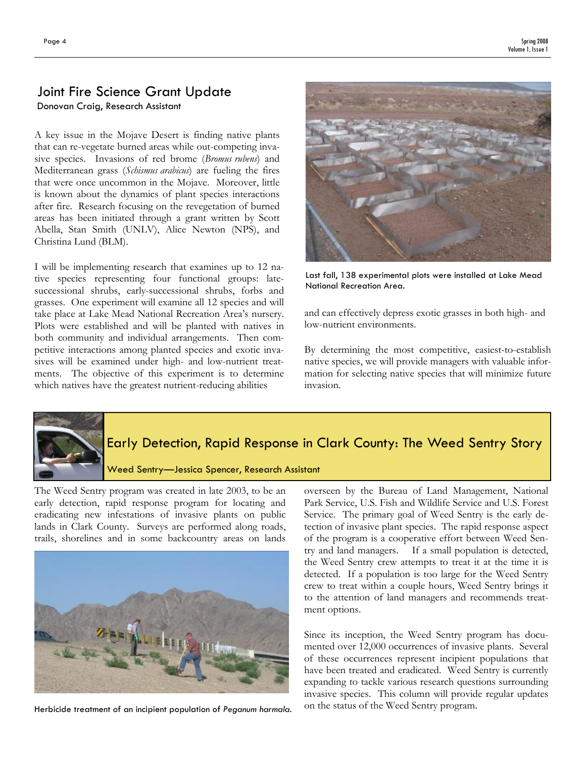## Joint Fire Science Grant Update

Donovan Craig, Research Assistant

A key issue in the Mojave Desert is finding native plants that can re-vegetate burned areas while out-competing invasive species. Invasions of red brome (*Bromus rubens*) and Mediterranean grass (*Schismus arabicus*) are fueling the fires that were once uncommon in the Mojave. Moreover, little is known about the dynamics of plant species interactions after fire. Research focusing on the revegetation of burned areas has been initiated through a grant written by Scott Abella, Stan Smith (UNLV), Alice Newton (NPS), and Christina Lund (BLM).

I will be implementing research that examines up to 12 native species representing four functional groups: late-successional shrubs, early-successional shrubs, forbs and grasses. One experiment will examine all 12 species and will take place at Lake Mead National Recreation Area's nursery. Plots were established and will be planted with natives in both community and individual arrangements. Then competitive interactions among planted species and exotic invasives will be examined under high- and low-nutrient treatments. The objective of this experiment is to determine which natives have the greatest nutrient-reducing abilities and can effectively depress exotic grasses in both high- and low-nutrient environments.

Last fall, 138 experimental plots were installed at Lake Mead National Recreation Area.

By determining the most competitive, easiest-to-establish native species, we will provide managers with valuable information for selecting native species that will minimize future invasion.

## Early Detection, Rapid Response in Clark County: The Weed Sentry Story

Weed Sentry—Jessica Spencer, Research Assistant

The Weed Sentry program was created in late 2003, to be an early detection, rapid response program for locating and eradicating new infestations of invasive plants on public lands in Clark County. Surveys are performed along roads, trails, shorelines and in some backcountry areas on lands overseen by the Bureau of Land Management, National Park Service, U.S. Fish and Wildlife Service and U.S. Forest Service. The primary goal of Weed Sentry is the early detection of invasive plant species. The rapid response aspect of the program is a cooperative effort between Weed Sentry and land managers. If a small population is detected, the Weed Sentry crew attempts to treat it at the time it is detected. If a population is too large for the Weed Sentry crew to treat within a couple hours, Weed Sentry brings it to the attention of land managers and recommends treatment options.

Herbicide treatment of an incipient population of *Peganum harmala*.

Since its inception, the Weed Sentry program has documented over 12,000 occurrences of invasive plants. Several of these occurrences represent incipient populations that have been treated and eradicated. Weed Sentry is currently expanding to tackle various research questions surrounding invasive species. This column will provide regular updates on the status of the Weed Sentry program.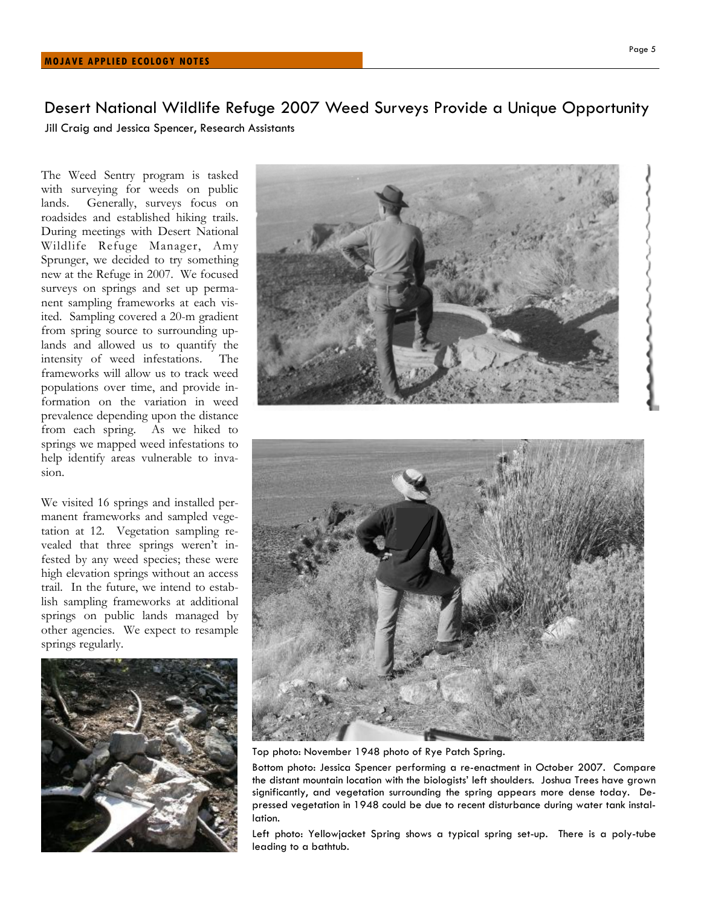# Desert National Wildlife Refuge 2007 Weed Surveys Provide a Unique Opportunity

Jill Craig and Jessica Spencer, Research Assistants

The Weed Sentry program is tasked with surveying for weeds on public lands. Generally, surveys focus on roadsides and established hiking trails. During meetings with Desert National Wildlife Refuge Manager, Amy Sprunger, we decided to try something new at the Refuge in 2007. We focused surveys on springs and set up permanent sampling frameworks at each visited. Sampling covered a 20-m gradient from spring source to surrounding uplands and allowed us to quantify the intensity of weed infestations. The frameworks will allow us to track weed populations over time, and provide information on the variation in weed prevalence depending upon the distance from each spring. As we hiked to springs we mapped weed infestations to help identify areas vulnerable to invasion.

We visited 16 springs and installed permanent frameworks and sampled vegetation at 12. Vegetation sampling revealed that three springs weren't infested by any weed species; these were high elevation springs without an access trail. In the future, we intend to establish sampling frameworks at additional springs on public lands managed by other agencies. We expect to resample springs regularly.

Top photo: November 1948 photo of Rye Patch Spring.

Bottom photo: Jessica Spencer performing a re-enactment in October 2007. Compare the distant mountain location with the biologists' left shoulders. Joshua Trees have grown significantly, and vegetation surrounding the spring appears more dense today. Depressed vegetation in 1948 could be due to recent disturbance during water tank installation.

Left photo: Yellowjacket Spring shows a typical spring set-up. There is a poly-tube leading to a bathtub.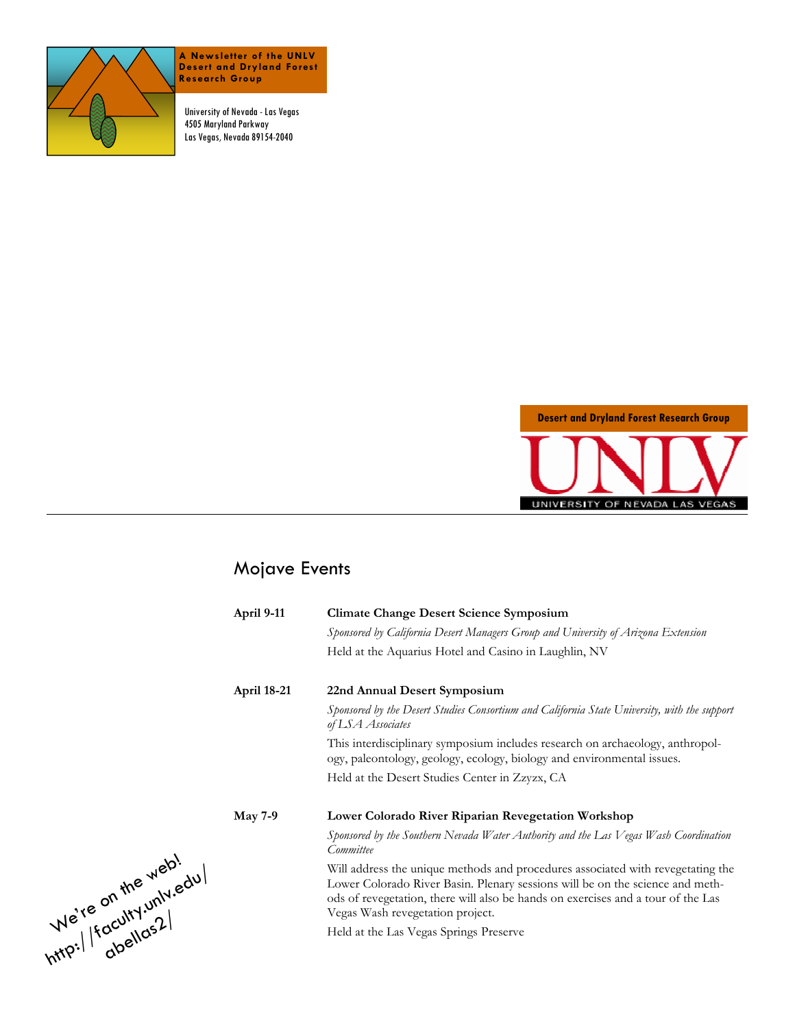A Newsletter of the UNLV Desert and Dryland Forest Research Group

University of Nevada - Las Vegas
4505 Maryland Parkway
Las Vegas, Nevada 89154-2040

Desert and Dryland Forest Research Group

UNLV
UNIVERSITY OF NEVADA LAS VEGAS

## Mojave Events

**April 9-11** **Climate Change Desert Science Symposium**

*Sponsored by California Desert Managers Group and University of Arizona Extension*

Held at the Aquarius Hotel and Casino in Laughlin, NV

**April 18-21** **22nd Annual Desert Symposium**

*Sponsored by the Desert Studies Consortium and California State University, with the support of LSA Associates*

This interdisciplinary symposium includes research on archaeology, anthropology, paleontology, geology, ecology, biology and environmental issues.

Held at the Desert Studies Center in Zzyzx, CA

**May 7-9** **Lower Colorado River Riparian Revegetation Workshop**

*Sponsored by the Southern Nevada Water Authority and the Las Vegas Wash Coordination Committee*

Will address the unique methods and procedures associated with revegetating the Lower Colorado River Basin. Plenary sessions will be on the science and methods of revegetation, there will also be hands on exercises and a tour of the Las Vegas Wash revegetation project.

Held at the Las Vegas Springs Preserve

We're on the web!
http://faculty.unlv.edu/abellas2/